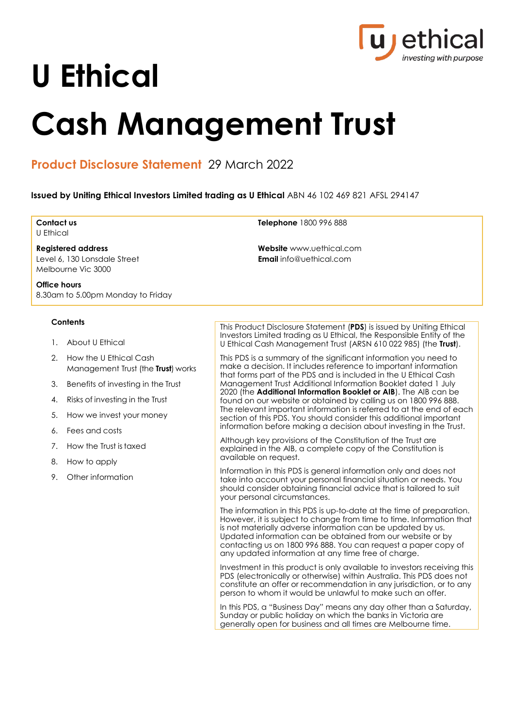# U Ethical

# Cash Management Trust

## Product Disclosure Statement 29 March 2022

**Issued by Uniting Ethical Investors Limited trading as U Ethical** ABN 46 102 469 821 AFSL 294147

**Contact us**
U Ethical

**Registered address**
Level 6, 130 Lonsdale Street
Melbourne Vic 3000

**Office hours**
8.30am to 5.00pm Monday to Friday

**Telephone** 1800 996 888

**Website** www.uethical.com
**Email** info@uethical.com

**Contents**

1. About U Ethical
2. How the U Ethical Cash Management Trust (the **Trust**) works
3. Benefits of investing in the Trust
4. Risks of investing in the Trust
5. How we invest your money
6. Fees and costs
7. How the Trust is taxed
8. How to apply
9. Other information

This Product Disclosure Statement (**PDS**) is issued by Uniting Ethical Investors Limited trading as U Ethical, the Responsible Entity of the U Ethical Cash Management Trust (ARSN 610 022 985) (the **Trust**).

This PDS is a summary of the significant information you need to make a decision. It includes reference to important information that forms part of the PDS and is included in the U Ethical Cash Management Trust Additional Information Booklet dated 1 July 2020 (the **Additional Information Booklet or AIB**). The AIB can be found on our website or obtained by calling us on 1800 996 888. The relevant important information is referred to at the end of each section of this PDS. You should consider this additional important information before making a decision about investing in the Trust.

Although key provisions of the Constitution of the Trust are explained in the AIB, a complete copy of the Constitution is available on request.

Information in this PDS is general information only and does not take into account your personal financial situation or needs. You should consider obtaining financial advice that is tailored to suit your personal circumstances.

The information in this PDS is up-to-date at the time of preparation. However, it is subject to change from time to time. Information that is not materially adverse information can be updated by us. Updated information can be obtained from our website or by contacting us on 1800 996 888. You can request a paper copy of any updated information at any time free of charge.

Investment in this product is only available to investors receiving this PDS (electronically or otherwise) within Australia. This PDS does not constitute an offer or recommendation in any jurisdiction, or to any person to whom it would be unlawful to make such an offer.

In this PDS, a "Business Day" means any day other than a Saturday, Sunday or public holiday on which the banks in Victoria are generally open for business and all times are Melbourne time.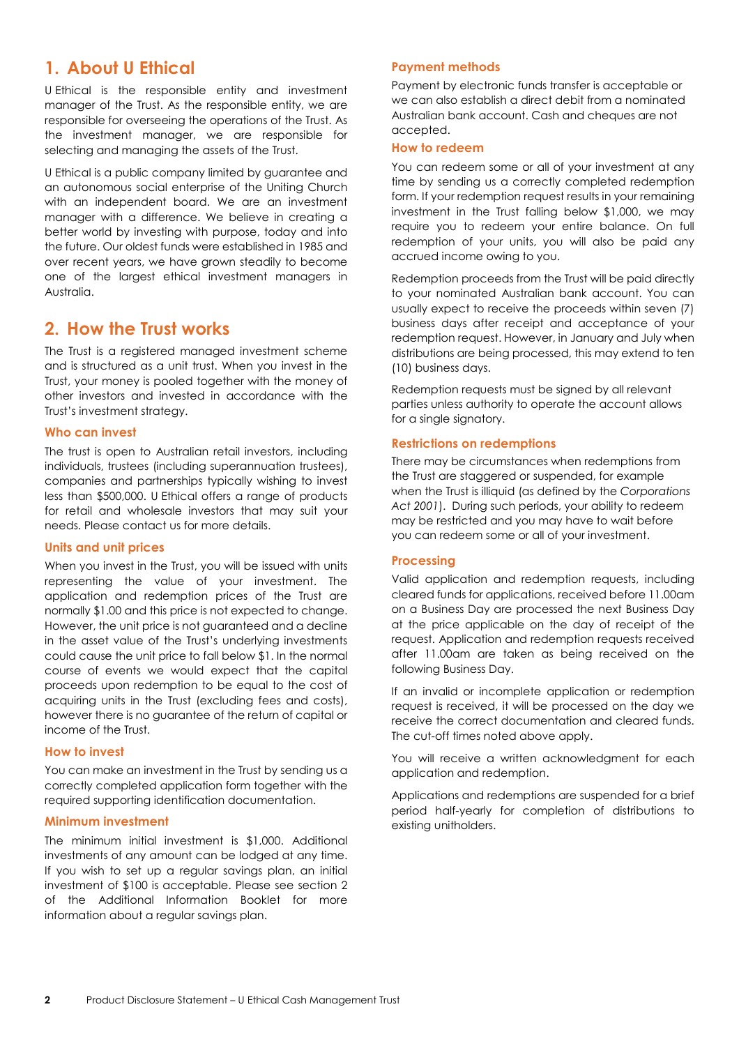## 1. About U Ethical

U Ethical is the responsible entity and investment manager of the Trust. As the responsible entity, we are responsible for overseeing the operations of the Trust. As the investment manager, we are responsible for selecting and managing the assets of the Trust.

U Ethical is a public company limited by guarantee and an autonomous social enterprise of the Uniting Church with an independent board. We are an investment manager with a difference. We believe in creating a better world by investing with purpose, today and into the future. Our oldest funds were established in 1985 and over recent years, we have grown steadily to become one of the largest ethical investment managers in Australia.

## 2. How the Trust works

The Trust is a registered managed investment scheme and is structured as a unit trust. When you invest in the Trust, your money is pooled together with the money of other investors and invested in accordance with the Trust's investment strategy.

### Who can invest

The trust is open to Australian retail investors, including individuals, trustees (including superannuation trustees), companies and partnerships typically wishing to invest less than $500,000. U Ethical offers a range of products for retail and wholesale investors that may suit your needs. Please contact us for more details.

### Units and unit prices

When you invest in the Trust, you will be issued with units representing the value of your investment. The application and redemption prices of the Trust are normally $1.00 and this price is not expected to change. However, the unit price is not guaranteed and a decline in the asset value of the Trust's underlying investments could cause the unit price to fall below $1. In the normal course of events we would expect that the capital proceeds upon redemption to be equal to the cost of acquiring units in the Trust (excluding fees and costs), however there is no guarantee of the return of capital or income of the Trust.

### How to invest

You can make an investment in the Trust by sending us a correctly completed application form together with the required supporting identification documentation.

### Minimum investment

The minimum initial investment is $1,000. Additional investments of any amount can be lodged at any time. If you wish to set up a regular savings plan, an initial investment of $100 is acceptable. Please see section 2 of the Additional Information Booklet for more information about a regular savings plan.

### Payment methods

Payment by electronic funds transfer is acceptable or we can also establish a direct debit from a nominated Australian bank account. Cash and cheques are not accepted.

### How to redeem

You can redeem some or all of your investment at any time by sending us a correctly completed redemption form. If your redemption request results in your remaining investment in the Trust falling below $1,000, we may require you to redeem your entire balance. On full redemption of your units, you will also be paid any accrued income owing to you.

Redemption proceeds from the Trust will be paid directly to your nominated Australian bank account. You can usually expect to receive the proceeds within seven (7) business days after receipt and acceptance of your redemption request. However, in January and July when distributions are being processed, this may extend to ten (10) business days.

Redemption requests must be signed by all relevant parties unless authority to operate the account allows for a single signatory.

### Restrictions on redemptions

There may be circumstances when redemptions from the Trust are staggered or suspended, for example when the Trust is illiquid (as defined by the *Corporations Act 2001*). During such periods, your ability to redeem may be restricted and you may have to wait before you can redeem some or all of your investment.

### Processing

Valid application and redemption requests, including cleared funds for applications, received before 11.00am on a Business Day are processed the next Business Day at the price applicable on the day of receipt of the request. Application and redemption requests received after 11.00am are taken as being received on the following Business Day.

If an invalid or incomplete application or redemption request is received, it will be processed on the day we receive the correct documentation and cleared funds. The cut-off times noted above apply.

You will receive a written acknowledgment for each application and redemption.

Applications and redemptions are suspended for a brief period half-yearly for completion of distributions to existing unitholders.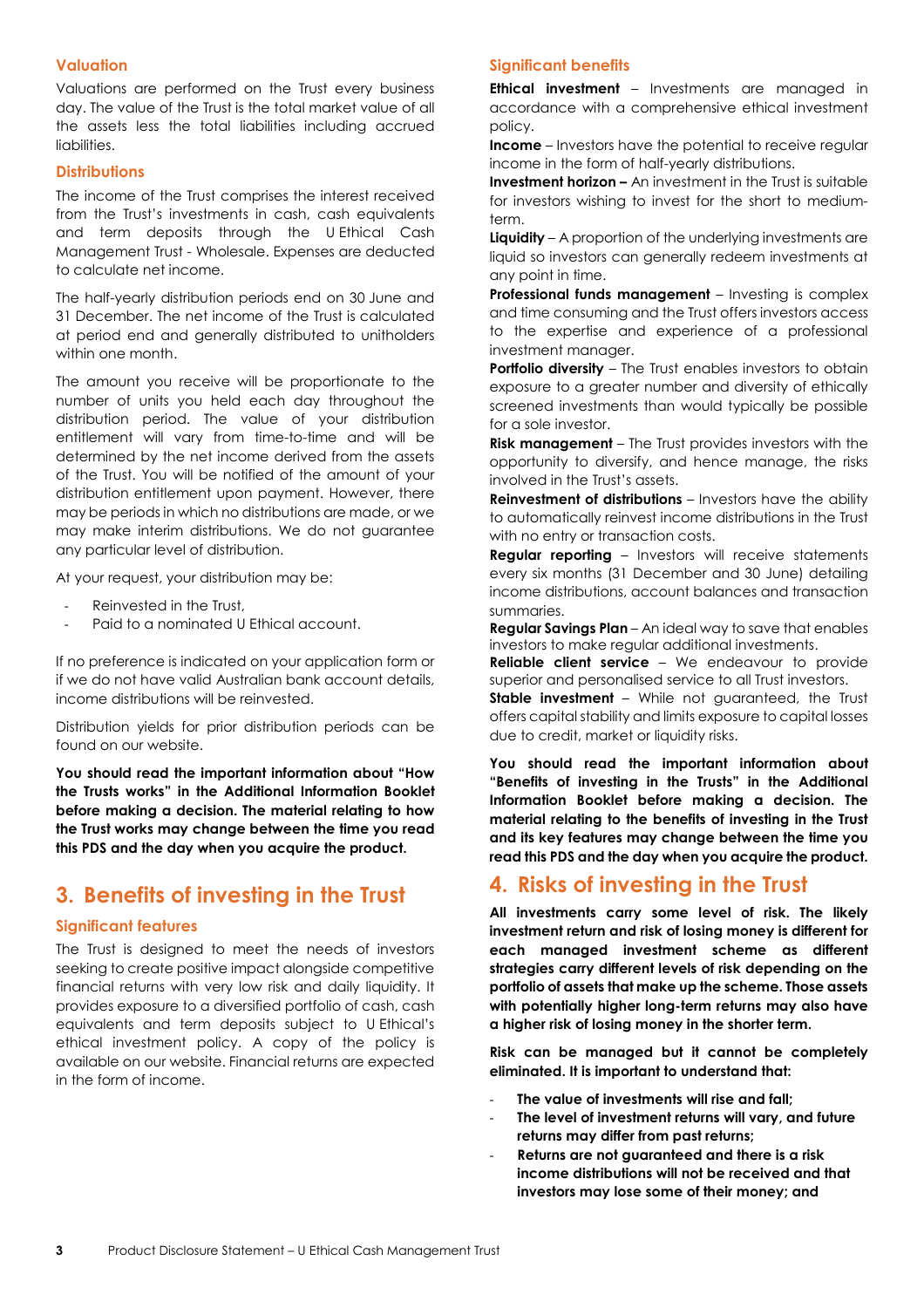### Valuation

Valuations are performed on the Trust every business day. The value of the Trust is the total market value of all the assets less the total liabilities including accrued liabilities.

### Distributions

The income of the Trust comprises the interest received from the Trust's investments in cash, cash equivalents and term deposits through the U Ethical Cash Management Trust - Wholesale. Expenses are deducted to calculate net income.

The half-yearly distribution periods end on 30 June and 31 December. The net income of the Trust is calculated at period end and generally distributed to unitholders within one month.

The amount you receive will be proportionate to the number of units you held each day throughout the distribution period. The value of your distribution entitlement will vary from time-to-time and will be determined by the net income derived from the assets of the Trust. You will be notified of the amount of your distribution entitlement upon payment. However, there may be periods in which no distributions are made, or we may make interim distributions. We do not guarantee any particular level of distribution.

At your request, your distribution may be:

- Reinvested in the Trust,
- Paid to a nominated U Ethical account.

If no preference is indicated on your application form or if we do not have valid Australian bank account details, income distributions will be reinvested.

Distribution yields for prior distribution periods can be found on our website.

**You should read the important information about "How the Trusts works" in the Additional Information Booklet before making a decision. The material relating to how the Trust works may change between the time you read this PDS and the day when you acquire the product.**

## 3. Benefits of investing in the Trust

### Significant features

The Trust is designed to meet the needs of investors seeking to create positive impact alongside competitive financial returns with very low risk and daily liquidity. It provides exposure to a diversified portfolio of cash, cash equivalents and term deposits subject to U Ethical's ethical investment policy. A copy of the policy is available on our website. Financial returns are expected in the form of income.

### Significant benefits

**Ethical investment** – Investments are managed in accordance with a comprehensive ethical investment policy.

**Income** – Investors have the potential to receive regular income in the form of half-yearly distributions.

**Investment horizon –** An investment in the Trust is suitable for investors wishing to invest for the short to medium-term.

**Liquidity** – A proportion of the underlying investments are liquid so investors can generally redeem investments at any point in time.

**Professional funds management** – Investing is complex and time consuming and the Trust offers investors access to the expertise and experience of a professional investment manager.

**Portfolio diversity** – The Trust enables investors to obtain exposure to a greater number and diversity of ethically screened investments than would typically be possible for a sole investor.

**Risk management** – The Trust provides investors with the opportunity to diversify, and hence manage, the risks involved in the Trust's assets.

**Reinvestment of distributions** – Investors have the ability to automatically reinvest income distributions in the Trust with no entry or transaction costs.

**Regular reporting** – Investors will receive statements every six months (31 December and 30 June) detailing income distributions, account balances and transaction summaries.

**Regular Savings Plan** – An ideal way to save that enables investors to make regular additional investments.

**Reliable client service** – We endeavour to provide superior and personalised service to all Trust investors.

**Stable investment** – While not guaranteed, the Trust offers capital stability and limits exposure to capital losses due to credit, market or liquidity risks.

**You should read the important information about "Benefits of investing in the Trusts" in the Additional Information Booklet before making a decision. The material relating to the benefits of investing in the Trust and its key features may change between the time you read this PDS and the day when you acquire the product.**

## 4. Risks of investing in the Trust

**All investments carry some level of risk. The likely investment return and risk of losing money is different for each managed investment scheme as different strategies carry different levels of risk depending on the portfolio of assets that make up the scheme. Those assets with potentially higher long-term returns may also have a higher risk of losing money in the shorter term.**

**Risk can be managed but it cannot be completely eliminated. It is important to understand that:**

- **The value of investments will rise and fall;**
- **The level of investment returns will vary, and future returns may differ from past returns;**
- **Returns are not guaranteed and there is a risk income distributions will not be received and that investors may lose some of their money; and**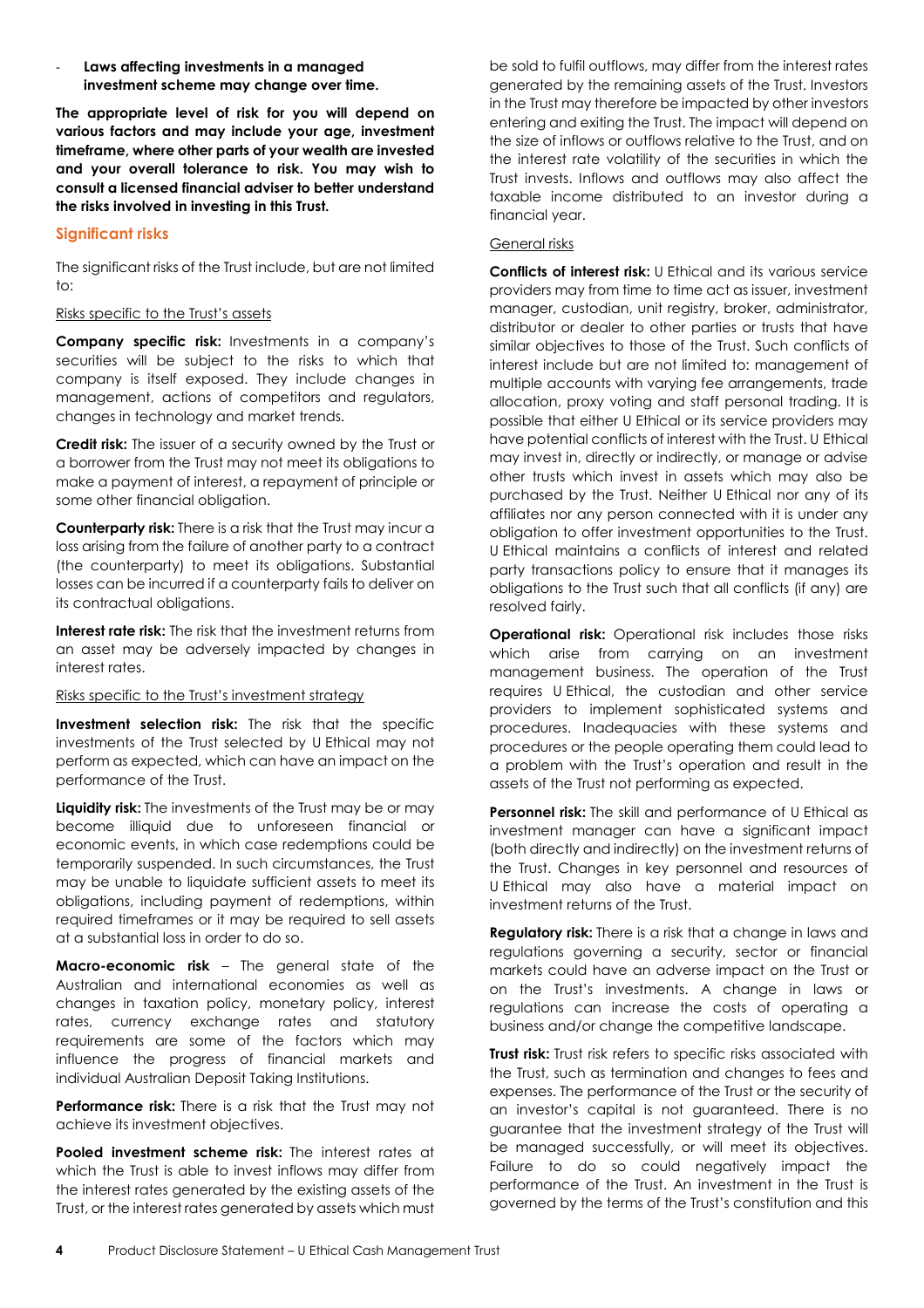- **Laws affecting investments in a managed investment scheme may change over time.**

**The appropriate level of risk for you will depend on various factors and may include your age, investment timeframe, where other parts of your wealth are invested and your overall tolerance to risk. You may wish to consult a licensed financial adviser to better understand the risks involved in investing in this Trust.**

## Significant risks

The significant risks of the Trust include, but are not limited to:

Risks specific to the Trust's assets

**Company specific risk:** Investments in a company's securities will be subject to the risks to which that company is itself exposed. They include changes in management, actions of competitors and regulators, changes in technology and market trends.

**Credit risk:** The issuer of a security owned by the Trust or a borrower from the Trust may not meet its obligations to make a payment of interest, a repayment of principle or some other financial obligation.

**Counterparty risk:** There is a risk that the Trust may incur a loss arising from the failure of another party to a contract (the counterparty) to meet its obligations. Substantial losses can be incurred if a counterparty fails to deliver on its contractual obligations.

**Interest rate risk:** The risk that the investment returns from an asset may be adversely impacted by changes in interest rates.

Risks specific to the Trust's investment strategy

**Investment selection risk:** The risk that the specific investments of the Trust selected by U Ethical may not perform as expected, which can have an impact on the performance of the Trust.

**Liquidity risk:** The investments of the Trust may be or may become illiquid due to unforeseen financial or economic events, in which case redemptions could be temporarily suspended. In such circumstances, the Trust may be unable to liquidate sufficient assets to meet its obligations, including payment of redemptions, within required timeframes or it may be required to sell assets at a substantial loss in order to do so.

**Macro-economic risk** – The general state of the Australian and international economies as well as changes in taxation policy, monetary policy, interest rates, currency exchange rates and statutory requirements are some of the factors which may influence the progress of financial markets and individual Australian Deposit Taking Institutions.

**Performance risk:** There is a risk that the Trust may not achieve its investment objectives.

**Pooled investment scheme risk:** The interest rates at which the Trust is able to invest inflows may differ from the interest rates generated by the existing assets of the Trust, or the interest rates generated by assets which must be sold to fulfil outflows, may differ from the interest rates generated by the remaining assets of the Trust. Investors in the Trust may therefore be impacted by other investors entering and exiting the Trust. The impact will depend on the size of inflows or outflows relative to the Trust, and on the interest rate volatility of the securities in which the Trust invests. Inflows and outflows may also affect the taxable income distributed to an investor during a financial year.

General risks

**Conflicts of interest risk:** U Ethical and its various service providers may from time to time act as issuer, investment manager, custodian, unit registry, broker, administrator, distributor or dealer to other parties or trusts that have similar objectives to those of the Trust. Such conflicts of interest include but are not limited to: management of multiple accounts with varying fee arrangements, trade allocation, proxy voting and staff personal trading. It is possible that either U Ethical or its service providers may have potential conflicts of interest with the Trust. U Ethical may invest in, directly or indirectly, or manage or advise other trusts which invest in assets which may also be purchased by the Trust. Neither U Ethical nor any of its affiliates nor any person connected with it is under any obligation to offer investment opportunities to the Trust. U Ethical maintains a conflicts of interest and related party transactions policy to ensure that it manages its obligations to the Trust such that all conflicts (if any) are resolved fairly.

**Operational risk:** Operational risk includes those risks which arise from carrying on an investment management business. The operation of the Trust requires U Ethical, the custodian and other service providers to implement sophisticated systems and procedures. Inadequacies with these systems and procedures or the people operating them could lead to a problem with the Trust's operation and result in the assets of the Trust not performing as expected.

**Personnel risk:** The skill and performance of U Ethical as investment manager can have a significant impact (both directly and indirectly) on the investment returns of the Trust. Changes in key personnel and resources of U Ethical may also have a material impact on investment returns of the Trust.

**Regulatory risk:** There is a risk that a change in laws and regulations governing a security, sector or financial markets could have an adverse impact on the Trust or on the Trust's investments. A change in laws or regulations can increase the costs of operating a business and/or change the competitive landscape.

**Trust risk:** Trust risk refers to specific risks associated with the Trust, such as termination and changes to fees and expenses. The performance of the Trust or the security of an investor's capital is not guaranteed. There is no guarantee that the investment strategy of the Trust will be managed successfully, or will meet its objectives. Failure to do so could negatively impact the performance of the Trust. An investment in the Trust is governed by the terms of the Trust's constitution and this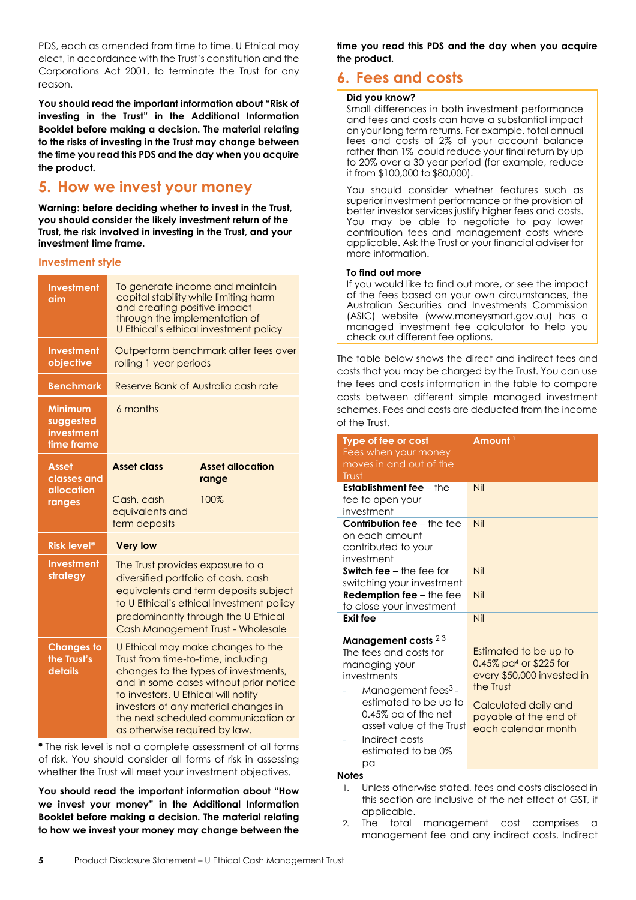PDS, each as amended from time to time. U Ethical may elect, in accordance with the Trust's constitution and the Corporations Act 2001, to terminate the Trust for any reason.

**You should read the important information about "Risk of investing in the Trust" in the Additional Information Booklet before making a decision. The material relating to the risks of investing in the Trust may change between the time you read this PDS and the day when you acquire the product.**

## 5. How we invest your money

**Warning: before deciding whether to invest in the Trust, you should consider the likely investment return of the Trust, the risk involved in investing in the Trust, and your investment time frame.**

### Investment style

| | | |
|---|---|---|
| **Investment aim** | To generate income and maintain capital stability while limiting harm and creating positive impact through the implementation of U Ethical's ethical investment policy | |
| **Investment objective** | Outperform benchmark after fees over rolling 1 year periods | |
| **Benchmark** | Reserve Bank of Australia cash rate | |
| **Minimum suggested investment time frame** | 6 months | |
| **Asset classes and allocation ranges** | **Asset class** | **Asset allocation range** |
| | Cash, cash equivalents and term deposits | 100% |
| **Risk level*** | **Very low** | |
| **Investment strategy** | The Trust provides exposure to a diversified portfolio of cash, cash equivalents and term deposits subject to U Ethical's ethical investment policy predominantly through the U Ethical Cash Management Trust - Wholesale | |
| **Changes to the Trust's details** | U Ethical may make changes to the Trust from time-to-time, including changes to the types of investments, and in some cases without prior notice to investors. U Ethical will notify investors of any material changes in the next scheduled communication or as otherwise required by law. | |

**\*** The risk level is not a complete assessment of all forms of risk. You should consider all forms of risk in assessing whether the Trust will meet your investment objectives.

**You should read the important information about "How we invest your money" in the Additional Information Booklet before making a decision. The material relating to how we invest your money may change between the time you read this PDS and the day when you acquire the product.**

## 6. Fees and costs

**Did you know?**
Small differences in both investment performance and fees and costs can have a substantial impact on your long term returns. For example, total annual fees and costs of 2% of your account balance rather than 1% could reduce your final return by up to 20% over a 30 year period (for example, reduce it from $100,000 to $80,000).

You should consider whether features such as superior investment performance or the provision of better investor services justify higher fees and costs. You may be able to negotiate to pay lower contribution fees and management costs where applicable. Ask the Trust or your financial adviser for more information.

**To find out more**
If you would like to find out more, or see the impact of the fees based on your own circumstances, the Australian Securities and Investments Commission (ASIC) website (www.moneysmart.gov.au) has a managed investment fee calculator to help you check out different fee options.

The table below shows the direct and indirect fees and costs that you may be charged by the Trust. You can use the fees and costs information in the table to compare costs between different simple managed investment schemes. Fees and costs are deducted from the income of the Trust.

| **Type of fee or cost** Fees when your money moves in and out of the Trust | **Amount** [1] |
|---|---|
| **Establishment fee** – the fee to open your investment | Nil |
| **Contribution fee** – the fee on each amount contributed to your investment | Nil |
| **Switch fee** – the fee for switching your investment | Nil |
| **Redemption fee** – the fee to close your investment | Nil |
| **Exit fee** | Nil |
| **Management costs** [2 3] The fees and costs for managing your investments<br>- Management fees[3] - estimated to be up to 0.45% pa of the net asset value of the Trust<br>- Indirect costs estimated to be 0% pa | Estimated to be up to 0.45% pa[4] or $225 for every $50,000 invested in the Trust<br>Calculated daily and payable at the end of each calendar month |

**Notes**

1. Unless otherwise stated, fees and costs disclosed in this section are inclusive of the net effect of GST, if applicable.
2. The total management cost comprises a management fee and any indirect costs. Indirect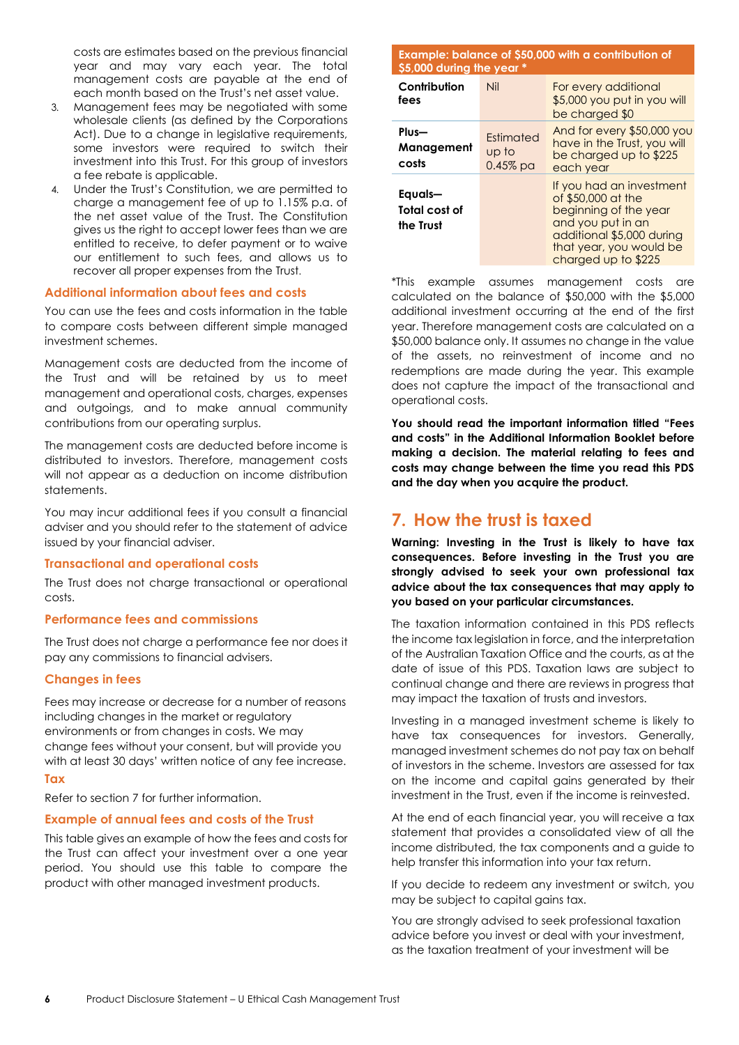costs are estimates based on the previous financial year and may vary each year. The total management costs are payable at the end of each month based on the Trust's net asset value.

3. Management fees may be negotiated with some wholesale clients (as defined by the Corporations Act). Due to a change in legislative requirements, some investors were required to switch their investment into this Trust. For this group of investors a fee rebate is applicable.
4. Under the Trust's Constitution, we are permitted to charge a management fee of up to 1.15% p.a. of the net asset value of the Trust. The Constitution gives us the right to accept lower fees than we are entitled to receive, to defer payment or to waive our entitlement to such fees, and allows us to recover all proper expenses from the Trust.

## Additional information about fees and costs

You can use the fees and costs information in the table to compare costs between different simple managed investment schemes.

Management costs are deducted from the income of the Trust and will be retained by us to meet management and operational costs, charges, expenses and outgoings, and to make annual community contributions from our operating surplus.

The management costs are deducted before income is distributed to investors. Therefore, management costs will not appear as a deduction on income distribution statements.

You may incur additional fees if you consult a financial adviser and you should refer to the statement of advice issued by your financial adviser.

## Transactional and operational costs

The Trust does not charge transactional or operational costs.

## Performance fees and commissions

The Trust does not charge a performance fee nor does it pay any commissions to financial advisers.

## Changes in fees

Fees may increase or decrease for a number of reasons including changes in the market or regulatory environments or from changes in costs. We may change fees without your consent, but will provide you with at least 30 days' written notice of any fee increase.

## Tax

Refer to section 7 for further information.

## Example of annual fees and costs of the Trust

This table gives an example of how the fees and costs for the Trust can affect your investment over a one year period. You should use this table to compare the product with other managed investment products.

| Example: balance of $50,000 with a contribution of $5,000 during the year * | | |
|---|---|---|
| **Contribution fees** | Nil | For every additional $5,000 you put in you will be charged $0 |
| **Plus— Management costs** | Estimated up to 0.45% pa | And for every $50,000 you have in the Trust, you will be charged up to $225 each year |
| **Equals— Total cost of the Trust** | | If you had an investment of $50,000 at the beginning of the year and you put in an additional $5,000 during that year, you would be charged up to $225 |

*This example assumes management costs are calculated on the balance of $50,000 with the $5,000 additional investment occurring at the end of the first year. Therefore management costs are calculated on a $50,000 balance only. It assumes no change in the value of the assets, no reinvestment of income and no redemptions are made during the year. This example does not capture the impact of the transactional and operational costs.

**You should read the important information titled "Fees and costs" in the Additional Information Booklet before making a decision. The material relating to fees and costs may change between the time you read this PDS and the day when you acquire the product.**

# 7. How the trust is taxed

**Warning: Investing in the Trust is likely to have tax consequences. Before investing in the Trust you are strongly advised to seek your own professional tax advice about the tax consequences that may apply to you based on your particular circumstances.**

The taxation information contained in this PDS reflects the income tax legislation in force, and the interpretation of the Australian Taxation Office and the courts, as at the date of issue of this PDS. Taxation laws are subject to continual change and there are reviews in progress that may impact the taxation of trusts and investors.

Investing in a managed investment scheme is likely to have tax consequences for investors. Generally, managed investment schemes do not pay tax on behalf of investors in the scheme. Investors are assessed for tax on the income and capital gains generated by their investment in the Trust, even if the income is reinvested.

At the end of each financial year, you will receive a tax statement that provides a consolidated view of all the income distributed, the tax components and a guide to help transfer this information into your tax return.

If you decide to redeem any investment or switch, you may be subject to capital gains tax.

You are strongly advised to seek professional taxation advice before you invest or deal with your investment, as the taxation treatment of your investment will be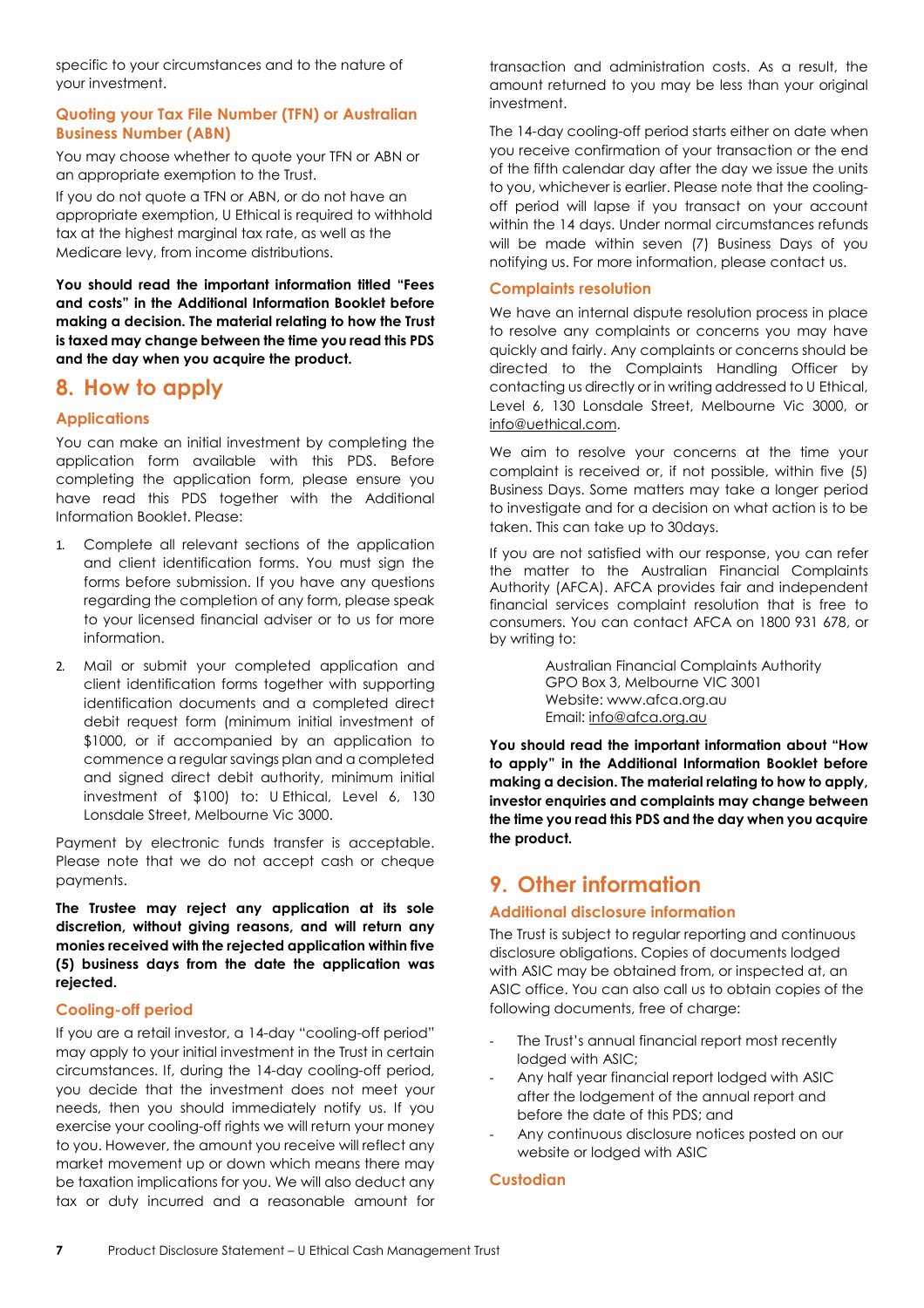specific to your circumstances and to the nature of your investment.

### Quoting your Tax File Number (TFN) or Australian Business Number (ABN)

You may choose whether to quote your TFN or ABN or an appropriate exemption to the Trust.

If you do not quote a TFN or ABN, or do not have an appropriate exemption, U Ethical is required to withhold tax at the highest marginal tax rate, as well as the Medicare levy, from income distributions.

**You should read the important information titled "Fees and costs" in the Additional Information Booklet before making a decision. The material relating to how the Trust is taxed may change between the time you read this PDS and the day when you acquire the product.**

## 8. How to apply

### Applications

You can make an initial investment by completing the application form available with this PDS. Before completing the application form, please ensure you have read this PDS together with the Additional Information Booklet. Please:

1. Complete all relevant sections of the application and client identification forms. You must sign the forms before submission. If you have any questions regarding the completion of any form, please speak to your licensed financial adviser or to us for more information.
2. Mail or submit your completed application and client identification forms together with supporting identification documents and a completed direct debit request form (minimum initial investment of $1000, or if accompanied by an application to commence a regular savings plan and a completed and signed direct debit authority, minimum initial investment of $100) to: U Ethical, Level 6, 130 Lonsdale Street, Melbourne Vic 3000.

Payment by electronic funds transfer is acceptable. Please note that we do not accept cash or cheque payments.

**The Trustee may reject any application at its sole discretion, without giving reasons, and will return any monies received with the rejected application within five (5) business days from the date the application was rejected.**

### Cooling-off period

If you are a retail investor, a 14-day "cooling-off period" may apply to your initial investment in the Trust in certain circumstances. If, during the 14-day cooling-off period, you decide that the investment does not meet your needs, then you should immediately notify us. If you exercise your cooling-off rights we will return your money to you. However, the amount you receive will reflect any market movement up or down which means there may be taxation implications for you. We will also deduct any tax or duty incurred and a reasonable amount for transaction and administration costs. As a result, the amount returned to you may be less than your original investment.

The 14-day cooling-off period starts either on date when you receive confirmation of your transaction or the end of the fifth calendar day after the day we issue the units to you, whichever is earlier. Please note that the cooling-off period will lapse if you transact on your account within the 14 days. Under normal circumstances refunds will be made within seven (7) Business Days of you notifying us. For more information, please contact us.

### Complaints resolution

We have an internal dispute resolution process in place to resolve any complaints or concerns you may have quickly and fairly. Any complaints or concerns should be directed to the Complaints Handling Officer by contacting us directly or in writing addressed to U Ethical, Level 6, 130 Lonsdale Street, Melbourne Vic 3000, or info@uethical.com.

We aim to resolve your concerns at the time your complaint is received or, if not possible, within five (5) Business Days. Some matters may take a longer period to investigate and for a decision on what action is to be taken. This can take up to 30days.

If you are not satisfied with our response, you can refer the matter to the Australian Financial Complaints Authority (AFCA). AFCA provides fair and independent financial services complaint resolution that is free to consumers. You can contact AFCA on 1800 931 678, or by writing to:

Australian Financial Complaints Authority
GPO Box 3, Melbourne VIC 3001
Website: www.afca.org.au
Email: info@afca.org.au

**You should read the important information about "How to apply" in the Additional Information Booklet before making a decision. The material relating to how to apply, investor enquiries and complaints may change between the time you read this PDS and the day when you acquire the product.**

## 9. Other information

### Additional disclosure information

The Trust is subject to regular reporting and continuous disclosure obligations. Copies of documents lodged with ASIC may be obtained from, or inspected at, an ASIC office. You can also call us to obtain copies of the following documents, free of charge:

- The Trust's annual financial report most recently lodged with ASIC;
- Any half year financial report lodged with ASIC after the lodgement of the annual report and before the date of this PDS; and
- Any continuous disclosure notices posted on our website or lodged with ASIC

### Custodian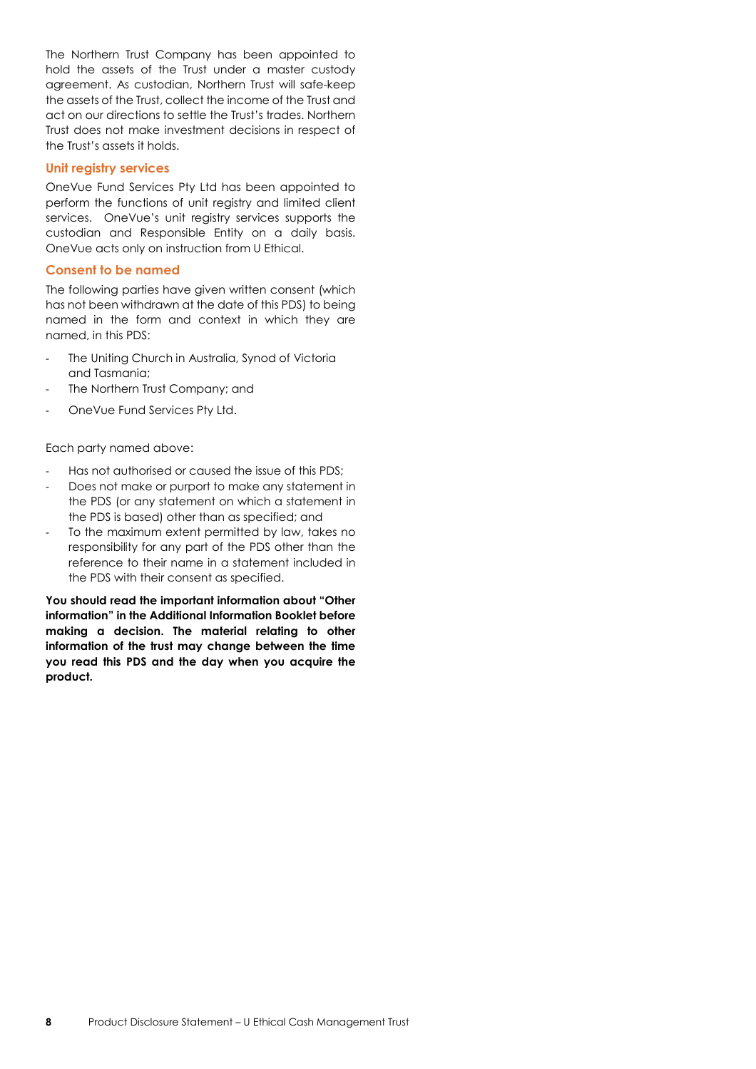The Northern Trust Company has been appointed to hold the assets of the Trust under a master custody agreement. As custodian, Northern Trust will safe-keep the assets of the Trust, collect the income of the Trust and act on our directions to settle the Trust's trades. Northern Trust does not make investment decisions in respect of the Trust's assets it holds.

### Unit registry services

OneVue Fund Services Pty Ltd has been appointed to perform the functions of unit registry and limited client services. OneVue's unit registry services supports the custodian and Responsible Entity on a daily basis. OneVue acts only on instruction from U Ethical.

### Consent to be named

The following parties have given written consent (which has not been withdrawn at the date of this PDS) to being named in the form and context in which they are named, in this PDS:

- The Uniting Church in Australia, Synod of Victoria and Tasmania;
- The Northern Trust Company; and
- OneVue Fund Services Pty Ltd.

Each party named above:

- Has not authorised or caused the issue of this PDS;
- Does not make or purport to make any statement in the PDS (or any statement on which a statement in the PDS is based) other than as specified; and
- To the maximum extent permitted by law, takes no responsibility for any part of the PDS other than the reference to their name in a statement included in the PDS with their consent as specified.

**You should read the important information about "Other information" in the Additional Information Booklet before making a decision. The material relating to other information of the trust may change between the time you read this PDS and the day when you acquire the product.**